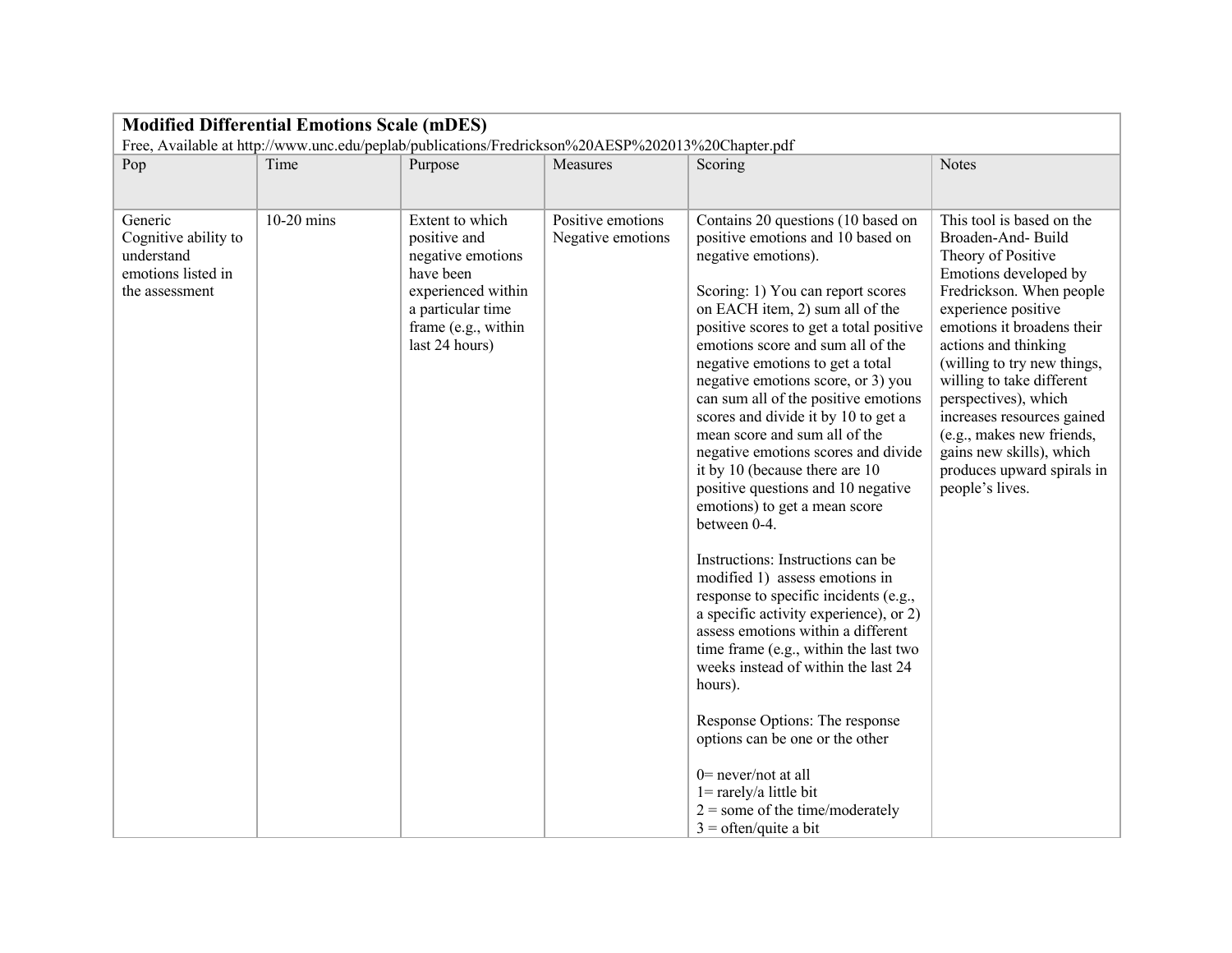| **Modified Differential Emotions Scale (mDES)**<br>Free, Available at http://www.unc.edu/peplab/publications/Fredrickson%20AESP%202013%20Chapter.pdf | | | | | |
|---|---|---|---|---|---|
| Pop | Time | Purpose | Measures | Scoring | Notes |
| Generic<br>Cognitive ability to understand emotions listed in the assessment | 10-20 mins | Extent to which positive and negative emotions have been experienced within a particular time frame (e.g., within last 24 hours) | Positive emotions<br>Negative emotions | Contains 20 questions (10 based on positive emotions and 10 based on negative emotions).<br><br>Scoring: 1) You can report scores on EACH item, 2) sum all of the positive scores to get a total positive emotions score and sum all of the negative emotions to get a total negative emotions score, or 3) you can sum all of the positive emotions scores and divide it by 10 to get a mean score and sum all of the negative emotions scores and divide it by 10 (because there are 10 positive questions and 10 negative emotions) to get a mean score between 0-4.<br><br>Instructions: Instructions can be modified 1) assess emotions in response to specific incidents (e.g., a specific activity experience), or 2) assess emotions within a different time frame (e.g., within the last two weeks instead of within the last 24 hours).<br><br>Response Options: The response options can be one or the other<br><br>0= never/not at all<br>1= rarely/a little bit<br>2 = some of the time/moderately<br>3 = often/quite a bit | This tool is based on the Broaden-And- Build Theory of Positive Emotions developed by Fredrickson. When people experience positive emotions it broadens their actions and thinking (willing to try new things, willing to take different perspectives), which increases resources gained (e.g., makes new friends, gains new skills), which produces upward spirals in people's lives. |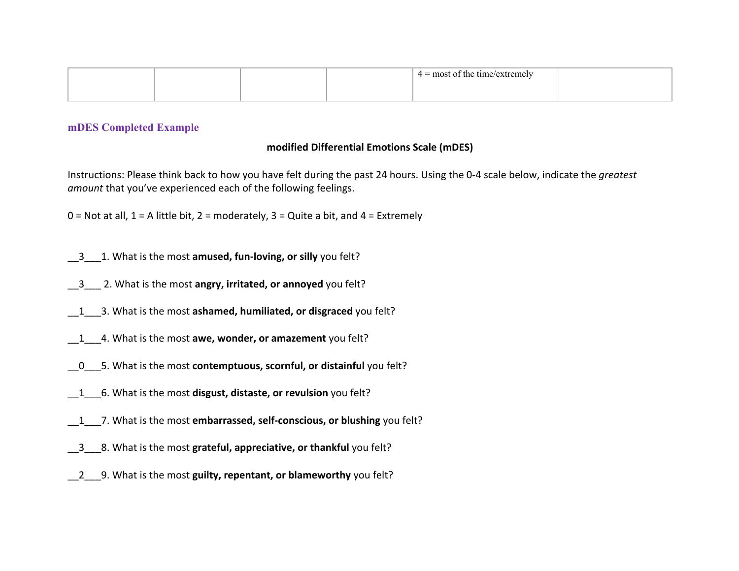|  |  |  |  | 4 = most of the time/extremely |  |
|---|---|---|---|---|---|

## mDES Completed Example

**modified Differential Emotions Scale (mDES)**

Instructions: Please think back to how you have felt during the past 24 hours. Using the 0-4 scale below, indicate the *greatest amount* that you've experienced each of the following feelings.

0 = Not at all, 1 = A little bit, 2 = moderately, 3 = Quite a bit, and 4 = Extremely

__3___1. What is the most **amused, fun-loving, or silly** you felt?

__3___ 2. What is the most **angry, irritated, or annoyed** you felt?

__1___3. What is the most **ashamed, humiliated, or disgraced** you felt?

__1___4. What is the most **awe, wonder, or amazement** you felt?

__0___5. What is the most **contemptuous, scornful, or distainful** you felt?

__1___6. What is the most **disgust, distaste, or revulsion** you felt?

__1___7. What is the most **embarrassed, self-conscious, or blushing** you felt?

__3___8. What is the most **grateful, appreciative, or thankful** you felt?

__2___9. What is the most **guilty, repentant, or blameworthy** you felt?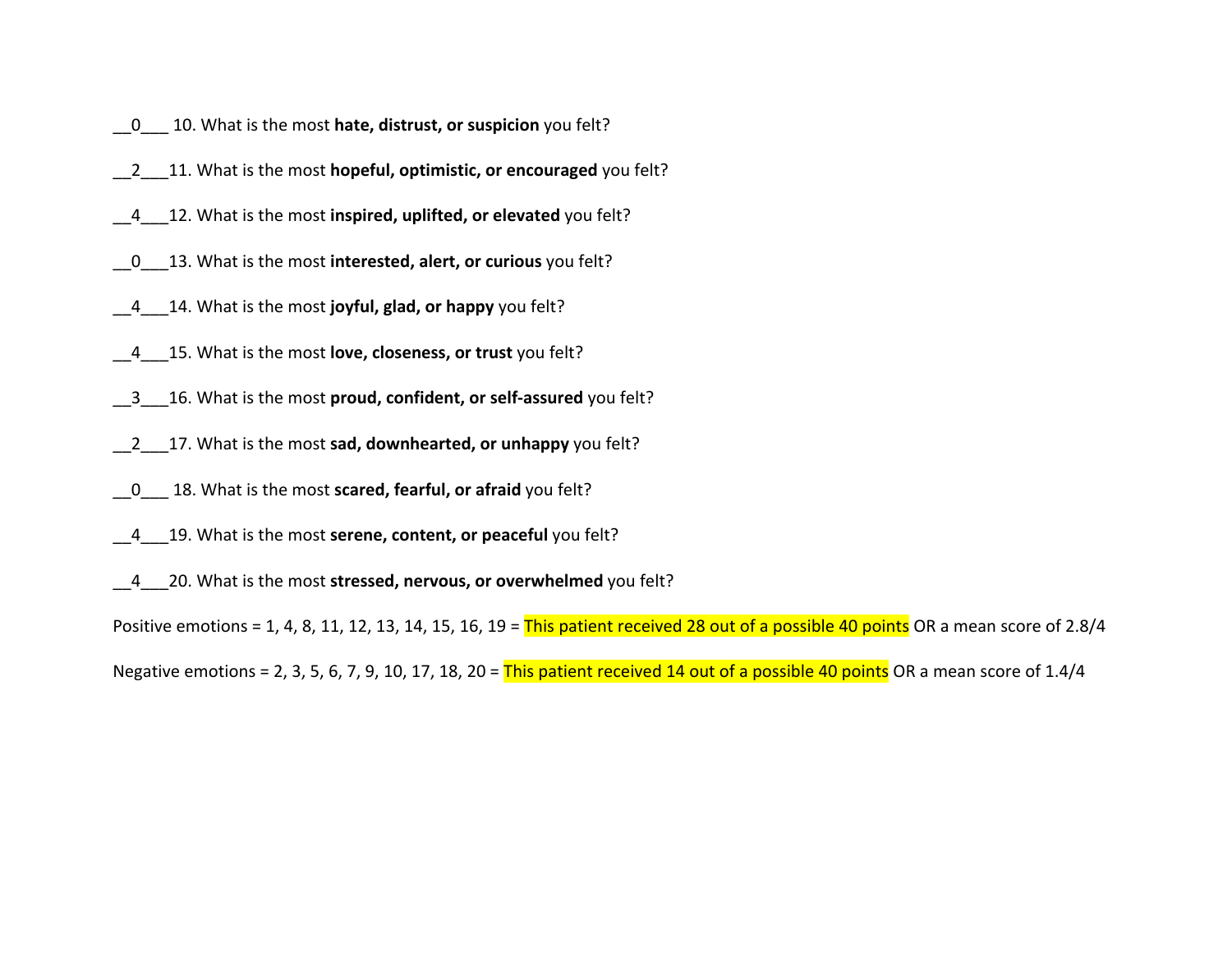__0___ 10. What is the most **hate, distrust, or suspicion** you felt?

__2___11. What is the most **hopeful, optimistic, or encouraged** you felt?

__4___12. What is the most **inspired, uplifted, or elevated** you felt?

__0___13. What is the most **interested, alert, or curious** you felt?

__4___14. What is the most **joyful, glad, or happy** you felt?

__4___15. What is the most **love, closeness, or trust** you felt?

__3___16. What is the most **proud, confident, or self-assured** you felt?

__2___17. What is the most **sad, downhearted, or unhappy** you felt?

__0___ 18. What is the most **scared, fearful, or afraid** you felt?

__4___19. What is the most **serene, content, or peaceful** you felt?

__4___20. What is the most **stressed, nervous, or overwhelmed** you felt?

Positive emotions = 1, 4, 8, 11, 12, 13, 14, 15, 16, 19 = This patient received 28 out of a possible 40 points OR a mean score of 2.8/4

Negative emotions = 2, 3, 5, 6, 7, 9, 10, 17, 18, 20 = This patient received 14 out of a possible 40 points OR a mean score of 1.4/4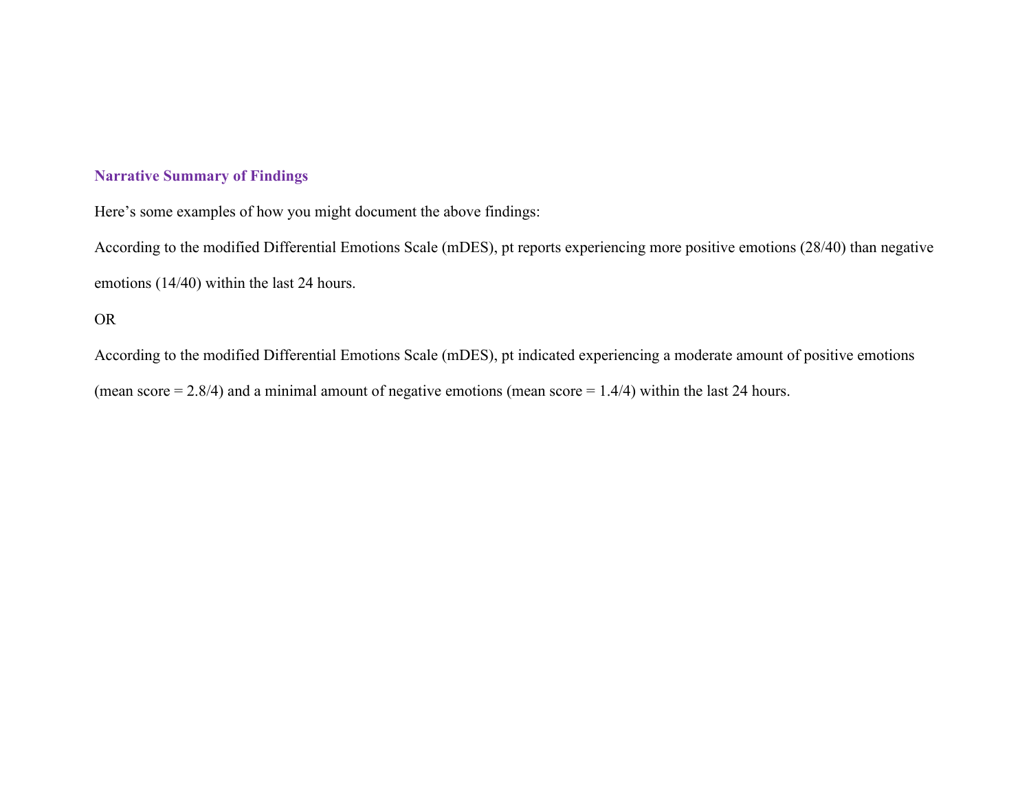### Narrative Summary of Findings

Here's some examples of how you might document the above findings:

According to the modified Differential Emotions Scale (mDES), pt reports experiencing more positive emotions (28/40) than negative emotions (14/40) within the last 24 hours.

OR

According to the modified Differential Emotions Scale (mDES), pt indicated experiencing a moderate amount of positive emotions (mean score = 2.8/4) and a minimal amount of negative emotions (mean score = 1.4/4) within the last 24 hours.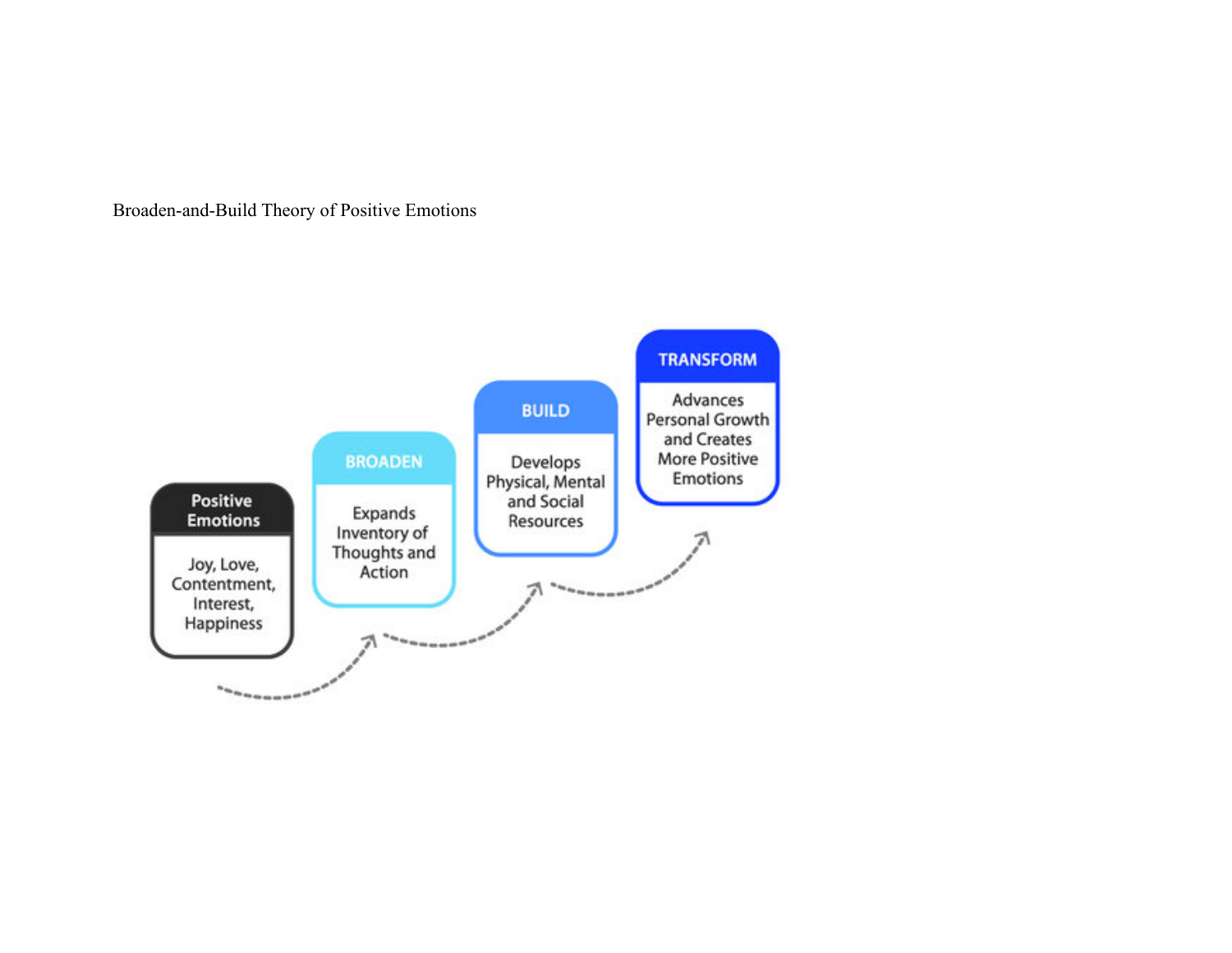Broaden-and-Build Theory of Positive Emotions

Positive Emotions

Joy, Love, Contentment, Interest, Happiness

BROADEN

Expands Inventory of Thoughts and Action

BUILD

Develops Physical, Mental and Social Resources

TRANSFORM

Advances Personal Growth and Creates More Positive Emotions